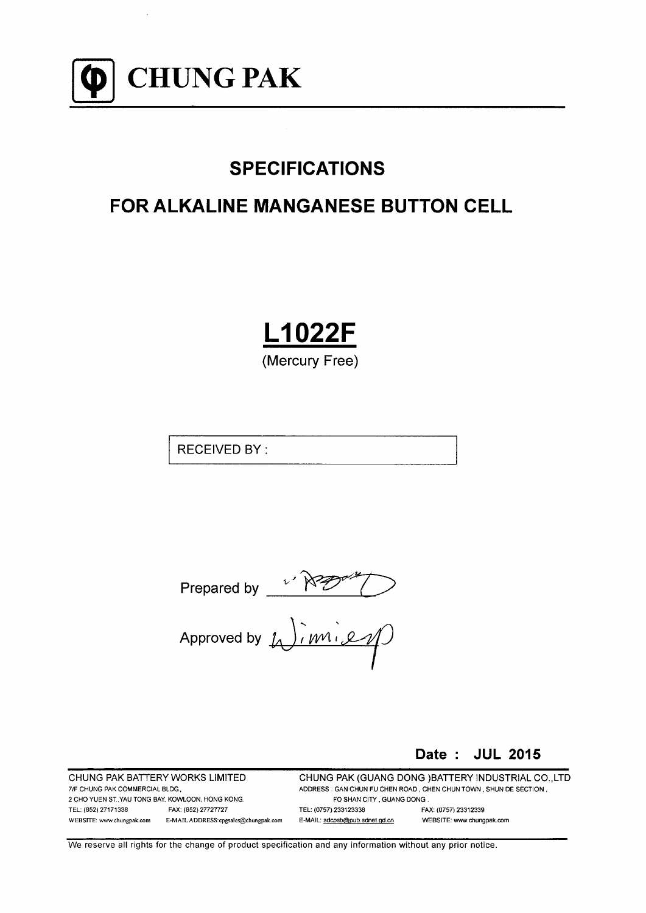# CHUNG PAK

## SPECIFICATIONS

## FOR ALKALINE MANGANESE BUTTON CELL

# L1022F

(Mercury Free)

| RECEIVED BY : |
|---|

Prepared by ______

Approved by ______

**Date : JUL 2015**

CHUNG PAK BATTERY WORKS LIMITED
7/F CHUNG PAK COMMERCIAL BLDG.,
2 CHO YUEN ST.,YAU TONG BAY, KOWLOON, HONG KONG.
TEL: (852) 27171338 FAX: (852) 27727727
WEBSITE: www.chungpak.com E-MAIL ADDRESS:cpgsales@chungpak.com

CHUNG PAK (GUANG DONG )BATTERY INDUSTRIAL CO.,LTD
ADDRESS : GAN CHUN FU CHEN ROAD , CHEN CHUN TOWN , SHUN DE SECTION ,
FO SHAN CITY , GUANG DONG .
TEL: (0757) 233123338 FAX: (0757) 23312339
E-MAIL: sdcpsb@pub.sdnet.gd.cn WEBSITE: www.chungpak.com

We reserve all rights for the change of product specification and any information without any prior notice.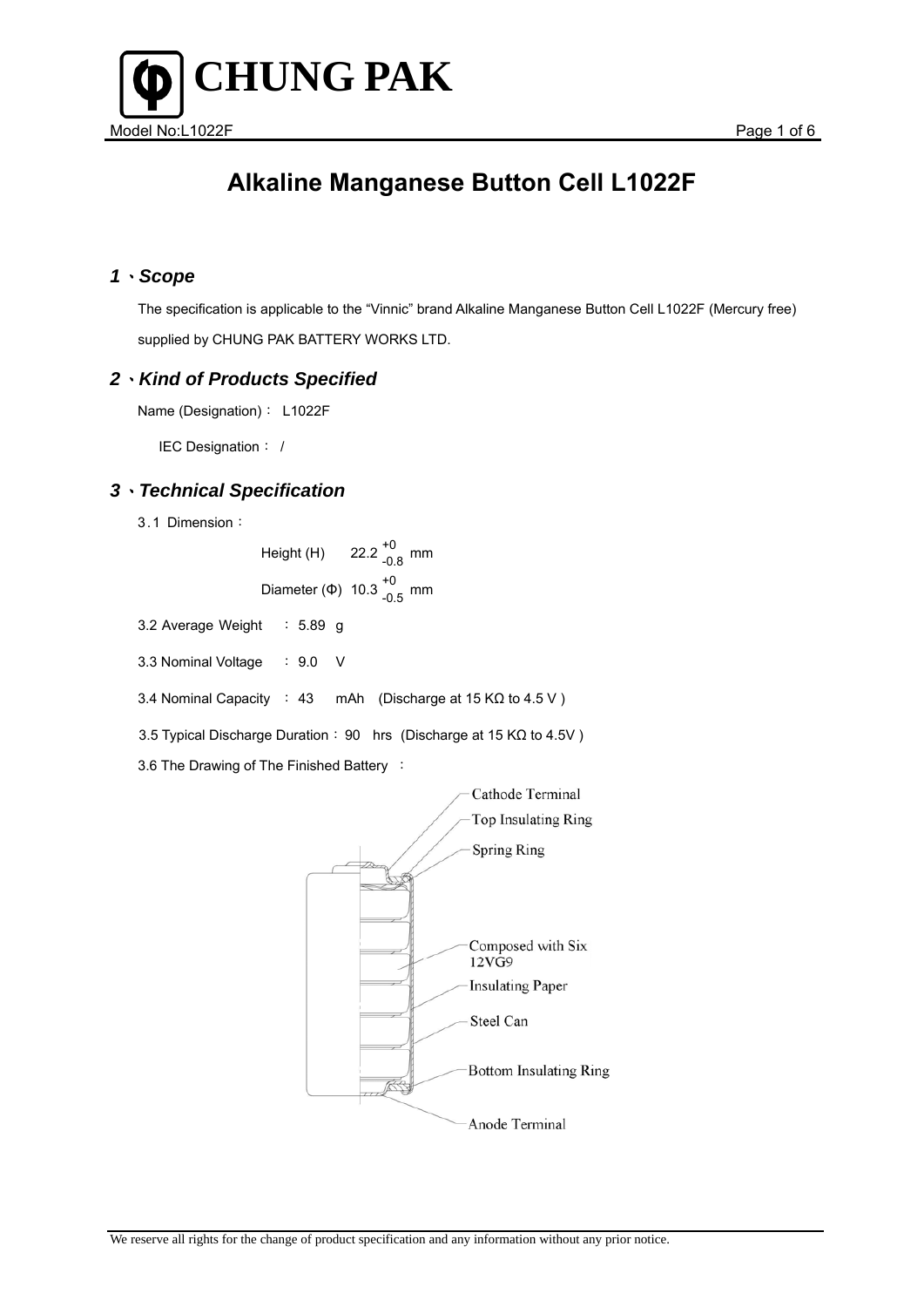# Alkaline Manganese Button Cell L1022F

## *1、Scope*

The specification is applicable to the "Vinnic" brand Alkaline Manganese Button Cell L1022F (Mercury free) supplied by CHUNG PAK BATTERY WORKS LTD.

## *2、Kind of Products Specified*

Name (Designation)： L1022F

IEC Designation： /

## *3、Technical Specification*

3.1 Dimension：

Height (H) $22.2^{+0}_{-0.8}$ mm

Diameter (Φ) $10.3^{+0}_{-0.5}$ mm

3.2 Average Weight ： 5.89 g

3.3 Nominal Voltage ： 9.0 V

3.4 Nominal Capacity ： 43 mAh (Discharge at 15 KΩ to 4.5 V )

3.5 Typical Discharge Duration： 90 hrs (Discharge at 15 KΩ to 4.5V )

3.6 The Drawing of The Finished Battery ：

Cathode Terminal

Top Insulating Ring

Spring Ring

Composed with Six 12VG9

Insulating Paper

Steel Can

Bottom Insulating Ring

Anode Terminal

We reserve all rights for the change of product specification and any information without any prior notice.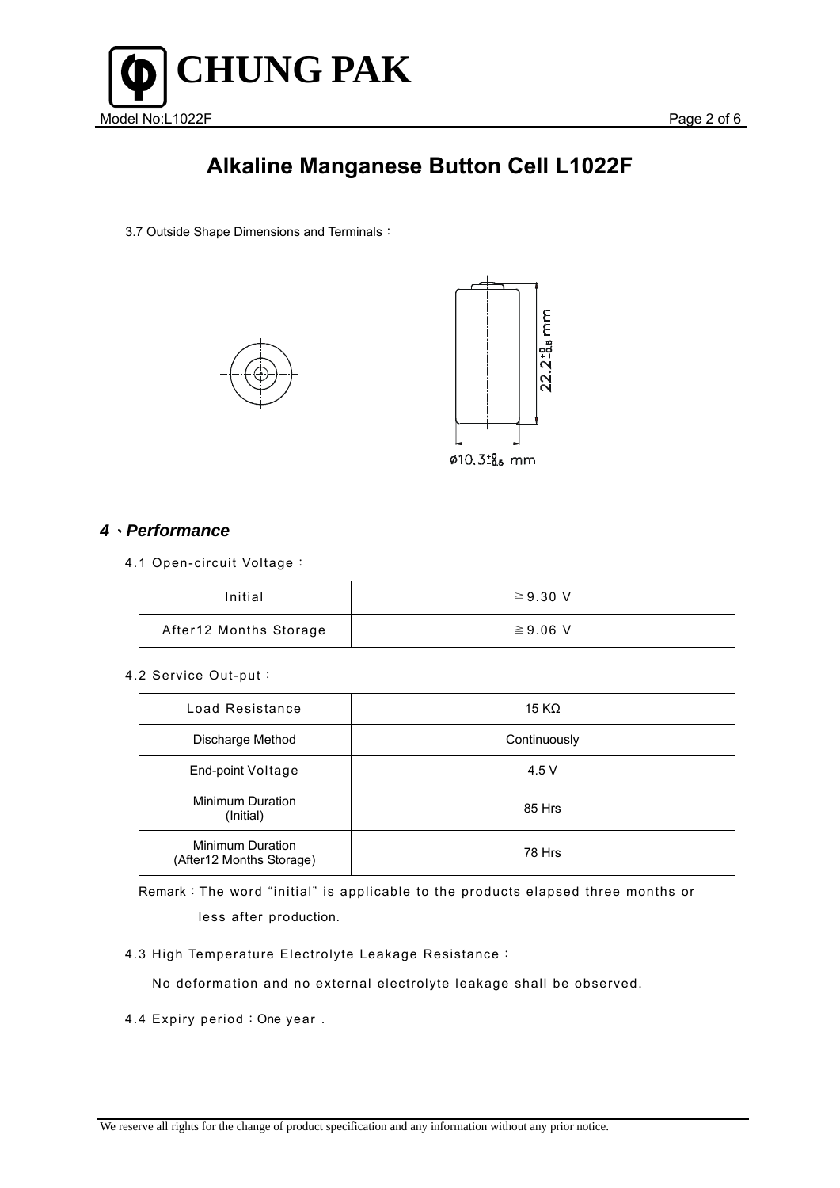# Alkaline Manganese Button Cell L1022F

3.7 Outside Shape Dimensions and Terminals：

$22.2^{+0}_{-0.8}$ mm

ø$10.3^{+0}_{-0.5}$ mm

## 4、*Performance*

4.1 Open-circuit Voltage：

| Initial | ≧9.30 V |
|---|---|
| After12 Months Storage | ≧9.06 V |

4.2 Service Out-put：

| Load Resistance | 15 KΩ |
|---|---|
| Discharge Method | Continuously |
| End-point Voltage | 4.5 V |
| Minimum Duration (Initial) | 85 Hrs |
| Minimum Duration (After12 Months Storage) | 78 Hrs |

Remark：The word “initial” is applicable to the products elapsed three months or less after production.

4.3 High Temperature Electrolyte Leakage Resistance：

No deformation and no external electrolyte leakage shall be observed.

4.4 Expiry period：One year .

We reserve all rights for the change of product specification and any information without any prior notice.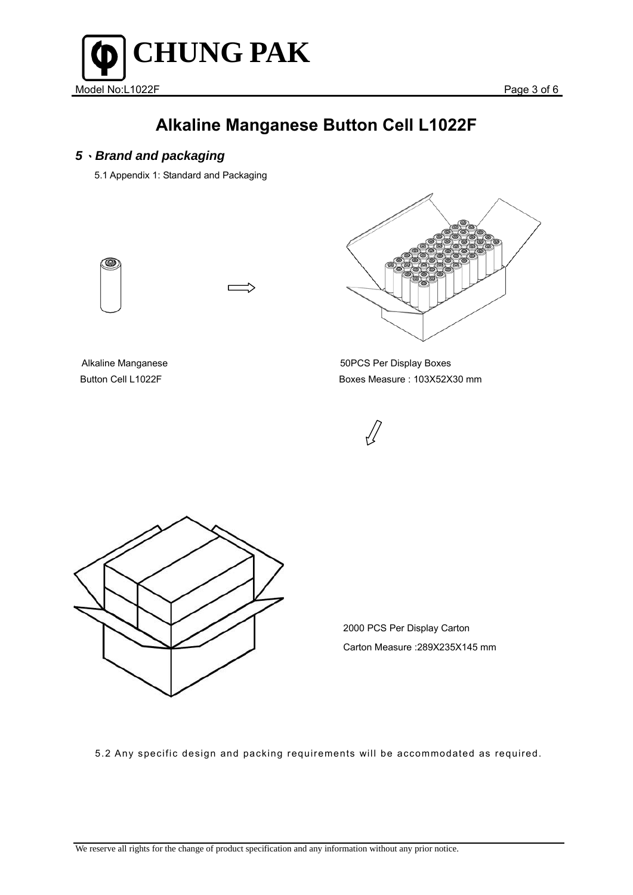# Alkaline Manganese Button Cell L1022F

## *5、Brand and packaging*

5.1 Appendix 1: Standard and Packaging

Alkaline Manganese
Button Cell L1022F

50PCS Per Display Boxes
Boxes Measure : 103X52X30 mm

2000 PCS Per Display Carton
Carton Measure :289X235X145 mm

5.2 Any specific design and packing requirements will be accommodated as required.

We reserve all rights for the change of product specification and any information without any prior notice.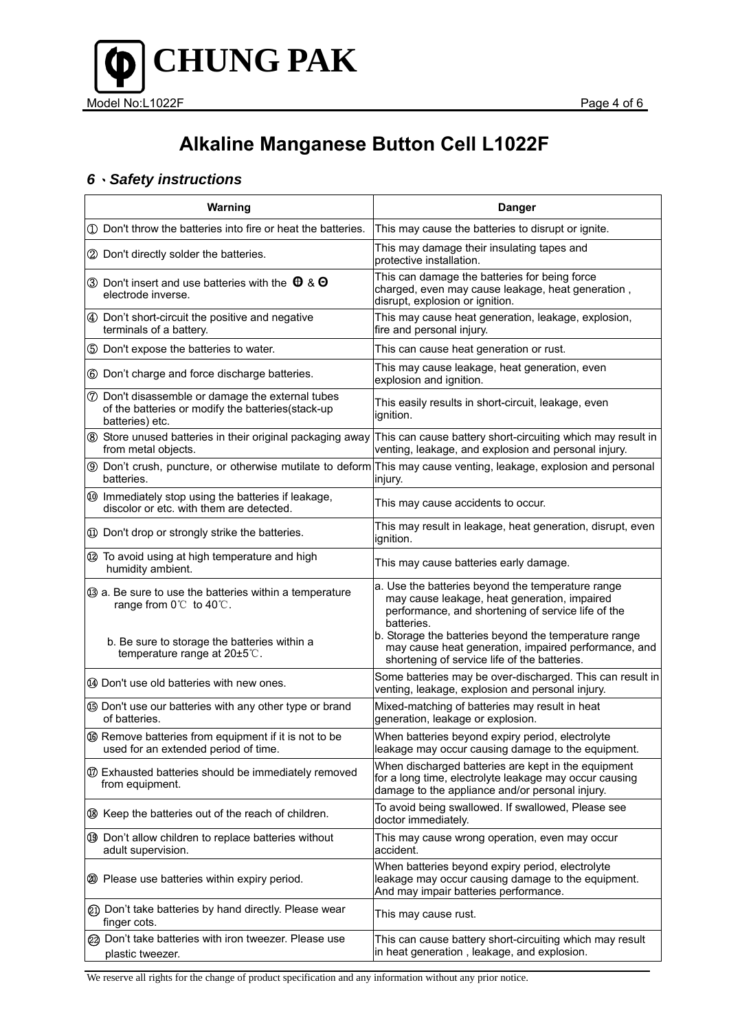# Alkaline Manganese Button Cell L1022F

## *6、Safety instructions*

| Warning | Danger |
|---|---|
| ① Don't throw the batteries into fire or heat the batteries. | This may cause the batteries to disrupt or ignite. |
| ② Don't directly solder the batteries. | This may damage their insulating tapes and protective installation. |
| ③ Don't insert and use batteries with the ⊕ & ⊖ electrode inverse. | This can damage the batteries for being force charged, even may cause leakage, heat generation , disrupt, explosion or ignition. |
| ④ Don't short-circuit the positive and negative terminals of a battery. | This may cause heat generation, leakage, explosion, fire and personal injury. |
| ⑤ Don't expose the batteries to water. | This can cause heat generation or rust. |
| ⑥ Don't charge and force discharge batteries. | This may cause leakage, heat generation, even explosion and ignition. |
| ⑦ Don't disassemble or damage the external tubes of the batteries or modify the batteries(stack-up batteries) etc. | This easily results in short-circuit, leakage, even ignition. |
| ⑧ Store unused batteries in their original packaging away from metal objects. | This can cause battery short-circuiting which may result in venting, leakage, and explosion and personal injury. |
| ⑨ Don't crush, puncture, or otherwise mutilate to deform batteries. | This may cause venting, leakage, explosion and personal injury. |
| ⑩ Immediately stop using the batteries if leakage, discolor or etc. with them are detected. | This may cause accidents to occur. |
| ⑪ Don't drop or strongly strike the batteries. | This may result in leakage, heat generation, disrupt, even ignition. |
| ⑫ To avoid using at high temperature and high humidity ambient. | This may cause batteries early damage. |
| ⑬ a. Be sure to use the batteries within a temperature range from 0℃ to 40℃.<br>b. Be sure to storage the batteries within a temperature range at 20±5℃. | a. Use the batteries beyond the temperature range may cause leakage, heat generation, impaired performance, and shortening of service life of the batteries.<br>b. Storage the batteries beyond the temperature range may cause heat generation, impaired performance, and shortening of service life of the batteries. |
| ⑭ Don't use old batteries with new ones. | Some batteries may be over-discharged. This can result in venting, leakage, explosion and personal injury. |
| ⑮ Don't use our batteries with any other type or brand of batteries. | Mixed-matching of batteries may result in heat generation, leakage or explosion. |
| ⑯ Remove batteries from equipment if it is not to be used for an extended period of time. | When batteries beyond expiry period, electrolyte leakage may occur causing damage to the equipment. |
| ⑰ Exhausted batteries should be immediately removed from equipment. | When discharged batteries are kept in the equipment for a long time, electrolyte leakage may occur causing damage to the appliance and/or personal injury. |
| ⑱ Keep the batteries out of the reach of children. | To avoid being swallowed. If swallowed, Please see doctor immediately. |
| ⑲ Don't allow children to replace batteries without adult supervision. | This may cause wrong operation, even may occur accident. |
| ⑳ Please use batteries within expiry period. | When batteries beyond expiry period, electrolyte leakage may occur causing damage to the equipment. And may impair batteries performance. |
| ㉑ Don't take batteries by hand directly. Please wear finger cots. | This may cause rust. |
| ㉒ Don't take batteries with iron tweezer. Please use plastic tweezer. | This can cause battery short-circuiting which may result in heat generation , leakage, and explosion. |

We reserve all rights for the change of product specification and any information without any prior notice.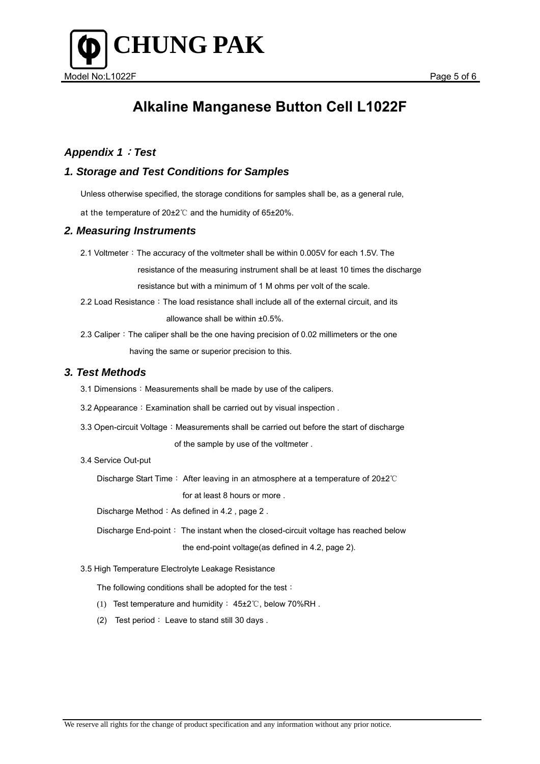# Alkaline Manganese Button Cell L1022F

## *Appendix 1：Test*

## *1. Storage and Test Conditions for Samples*

Unless otherwise specified, the storage conditions for samples shall be, as a general rule, at the temperature of 20±2℃ and the humidity of 65±20%.

## *2. Measuring Instruments*

2.1 Voltmeter：The accuracy of the voltmeter shall be within 0.005V for each 1.5V. The resistance of the measuring instrument shall be at least 10 times the discharge resistance but with a minimum of 1 M ohms per volt of the scale.

2.2 Load Resistance：The load resistance shall include all of the external circuit, and its allowance shall be within ±0.5%.

2.3 Caliper：The caliper shall be the one having precision of 0.02 millimeters or the one having the same or superior precision to this.

## *3. Test Methods*

3.1 Dimensions：Measurements shall be made by use of the calipers.

3.2 Appearance：Examination shall be carried out by visual inspection .

3.3 Open-circuit Voltage：Measurements shall be carried out before the start of discharge of the sample by use of the voltmeter .

3.4 Service Out-put

Discharge Start Time： After leaving in an atmosphere at a temperature of 20±2℃ for at least 8 hours or more .

Discharge Method：As defined in 4.2 , page 2 .

Discharge End-point： The instant when the closed-circuit voltage has reached below the end-point voltage(as defined in 4.2, page 2).

3.5 High Temperature Electrolyte Leakage Resistance

The following conditions shall be adopted for the test：

(1) Test temperature and humidity： 45±2℃, below 70%RH .

(2) Test period： Leave to stand still 30 days .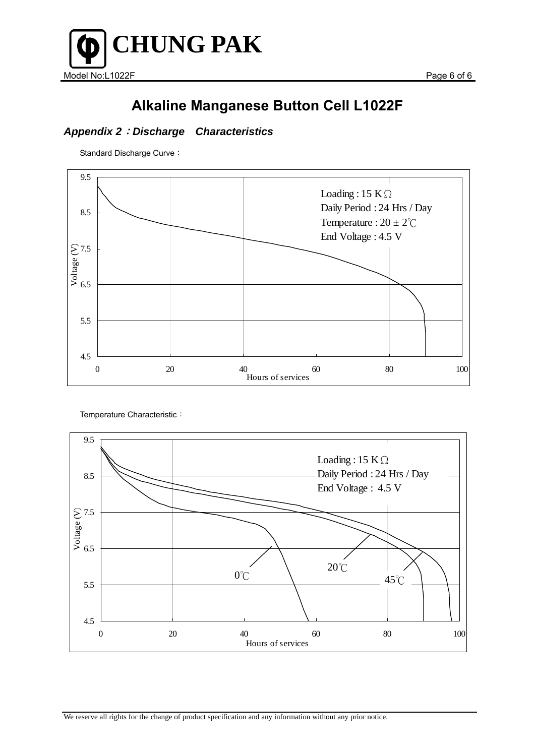# Alkaline Manganese Button Cell L1022F

## *Appendix 2：Discharge Characteristics*

Standard Discharge Curve：

Loading : 15 KΩ
Daily Period : 24 Hrs / Day
Temperature : 20 ± 2℃
End Voltage : 4.5 V

Voltage (V)
9.5
8.5
7.5
6.5
5.5
4.5

0
20
40
60
80
100
Hours of services

Temperature Characteristic：

Loading : 15 KΩ
Daily Period : 24 Hrs / Day
End Voltage : 4.5 V

0℃
20℃
45℃

Voltage (V)
9.5
8.5
7.5
6.5
5.5
4.5

0
20
40
60
80
100
Hours of services

We reserve all rights for the change of product specification and any information without any prior notice.